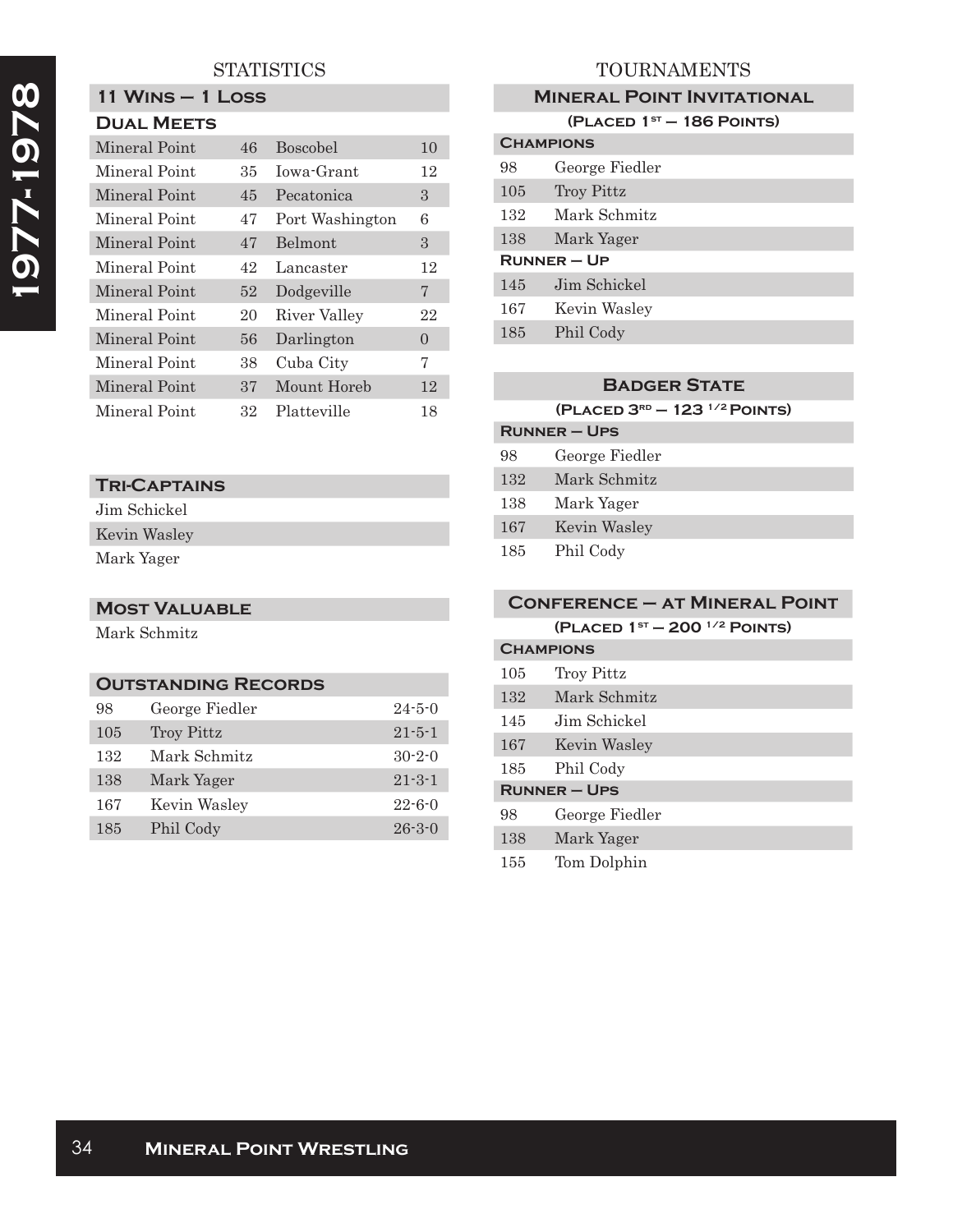# 1977-1978

## STATISTICS

### 11 Wins – 1 Loss

#### Dual Meets

| | | | |
|---|---|---|---|
| Mineral Point | 46 | Boscobel | 10 |
| Mineral Point | 35 | Iowa-Grant | 12 |
| Mineral Point | 45 | Pecatonica | 3 |
| Mineral Point | 47 | Port Washington | 6 |
| Mineral Point | 47 | Belmont | 3 |
| Mineral Point | 42 | Lancaster | 12 |
| Mineral Point | 52 | Dodgeville | 7 |
| Mineral Point | 20 | River Valley | 22 |
| Mineral Point | 56 | Darlington | 0 |
| Mineral Point | 38 | Cuba City | 7 |
| Mineral Point | 37 | Mount Horeb | 12 |
| Mineral Point | 32 | Platteville | 18 |

### Tri-Captains

Jim Schickel
Kevin Wasley
Mark Yager

### Most Valuable

Mark Schmitz

### Outstanding Records

| | | |
|---|---|---|
| 98 | George Fiedler | 24-5-0 |
| 105 | Troy Pittz | 21-5-1 |
| 132 | Mark Schmitz | 30-2-0 |
| 138 | Mark Yager | 21-3-1 |
| 167 | Kevin Wasley | 22-6-0 |
| 185 | Phil Cody | 26-3-0 |

## TOURNAMENTS

### Mineral Point Invitational

(Placed 1st – 186 Points)

**Champions**

| | |
|---|---|
| 98 | George Fiedler |
| 105 | Troy Pittz |
| 132 | Mark Schmitz |
| 138 | Mark Yager |

**Runner – Up**

| | |
|---|---|
| 145 | Jim Schickel |
| 167 | Kevin Wasley |
| 185 | Phil Cody |

### Badger State

(Placed 3rd – 123 1/2 Points)

**Runner – Ups**

| | |
|---|---|
| 98 | George Fiedler |
| 132 | Mark Schmitz |
| 138 | Mark Yager |
| 167 | Kevin Wasley |
| 185 | Phil Cody |

### Conference – at Mineral Point

(Placed 1st – 200 1/2 Points)

**Champions**

| | |
|---|---|
| 105 | Troy Pittz |
| 132 | Mark Schmitz |
| 145 | Jim Schickel |
| 167 | Kevin Wasley |
| 185 | Phil Cody |

**Runner – Ups**

| | |
|---|---|
| 98 | George Fiedler |
| 138 | Mark Yager |
| 155 | Tom Dolphin |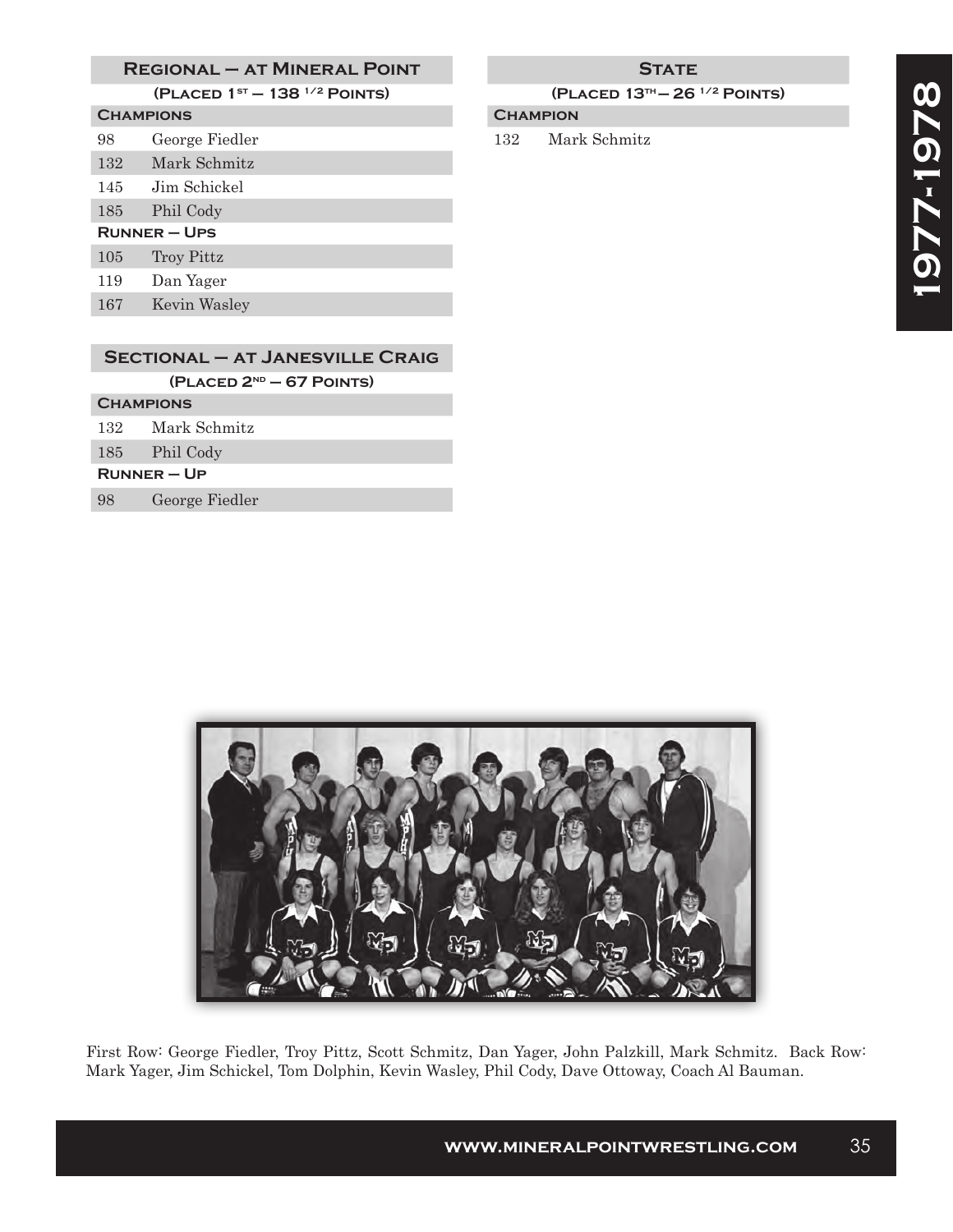## Regional – at Mineral Point

(Placed 1st – 138 1/2 Points)

| | |
|---|---|
| **Champions** | |
| 98 | George Fiedler |
| 132 | Mark Schmitz |
| 145 | Jim Schickel |
| 185 | Phil Cody |
| **Runner – Ups** | |
| 105 | Troy Pittz |
| 119 | Dan Yager |
| 167 | Kevin Wasley |

## Sectional – at Janesville Craig

(Placed 2nd – 67 Points)

| | |
|---|---|
| **Champions** | |
| 132 | Mark Schmitz |
| 185 | Phil Cody |
| **Runner – Up** | |
| 98 | George Fiedler |

## State

(Placed 13th – 26 1/2 Points)

| | |
|---|---|
| **Champion** | |
| 132 | Mark Schmitz |

First Row: George Fiedler, Troy Pittz, Scott Schmitz, Dan Yager, John Palzkill, Mark Schmitz. Back Row: Mark Yager, Jim Schickel, Tom Dolphin, Kevin Wasley, Phil Cody, Dave Ottoway, Coach Al Bauman.